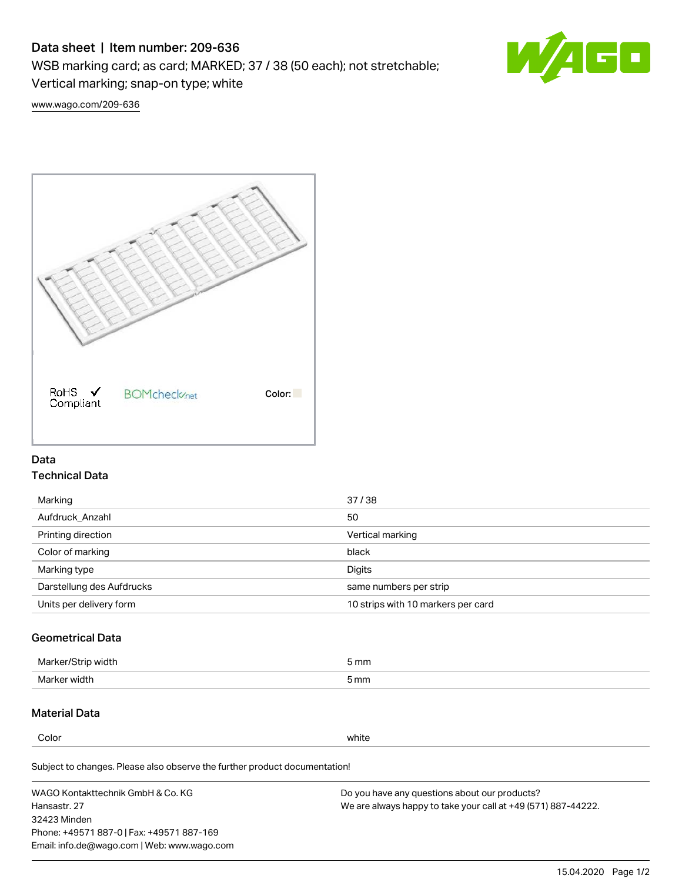# Data sheet | Item number: 209-636

WSB marking card; as card; MARKED; 37 / 38 (50 each); not stretchable; Vertical marking; snap-on type; white

www.wago.com/209-636

RoHS Compliant BOMcheck.net Color:

## Data

### Technical Data

| | |
|---|---|
| Marking | 37 / 38 |
| Aufdruck_Anzahl | 50 |
| Printing direction | Vertical marking |
| Color of marking | black |
| Marking type | Digits |
| Darstellung des Aufdrucks | same numbers per strip |
| Units per delivery form | 10 strips with 10 markers per card |

### Geometrical Data

| | |
|---|---|
| Marker/Strip width | 5 mm |
| Marker width | 5 mm |

### Material Data

| | |
|---|---|
| Color | white |

Subject to changes. Please also observe the further product documentation!

WAGO Kontakttechnik GmbH & Co. KG
Hansastr. 27
32423 Minden
Phone: +49571 887-0 | Fax: +49571 887-169
Email: info.de@wago.com | Web: www.wago.com

Do you have any questions about our products?
We are always happy to take your call at +49 (571) 887-44222.

15.04.2020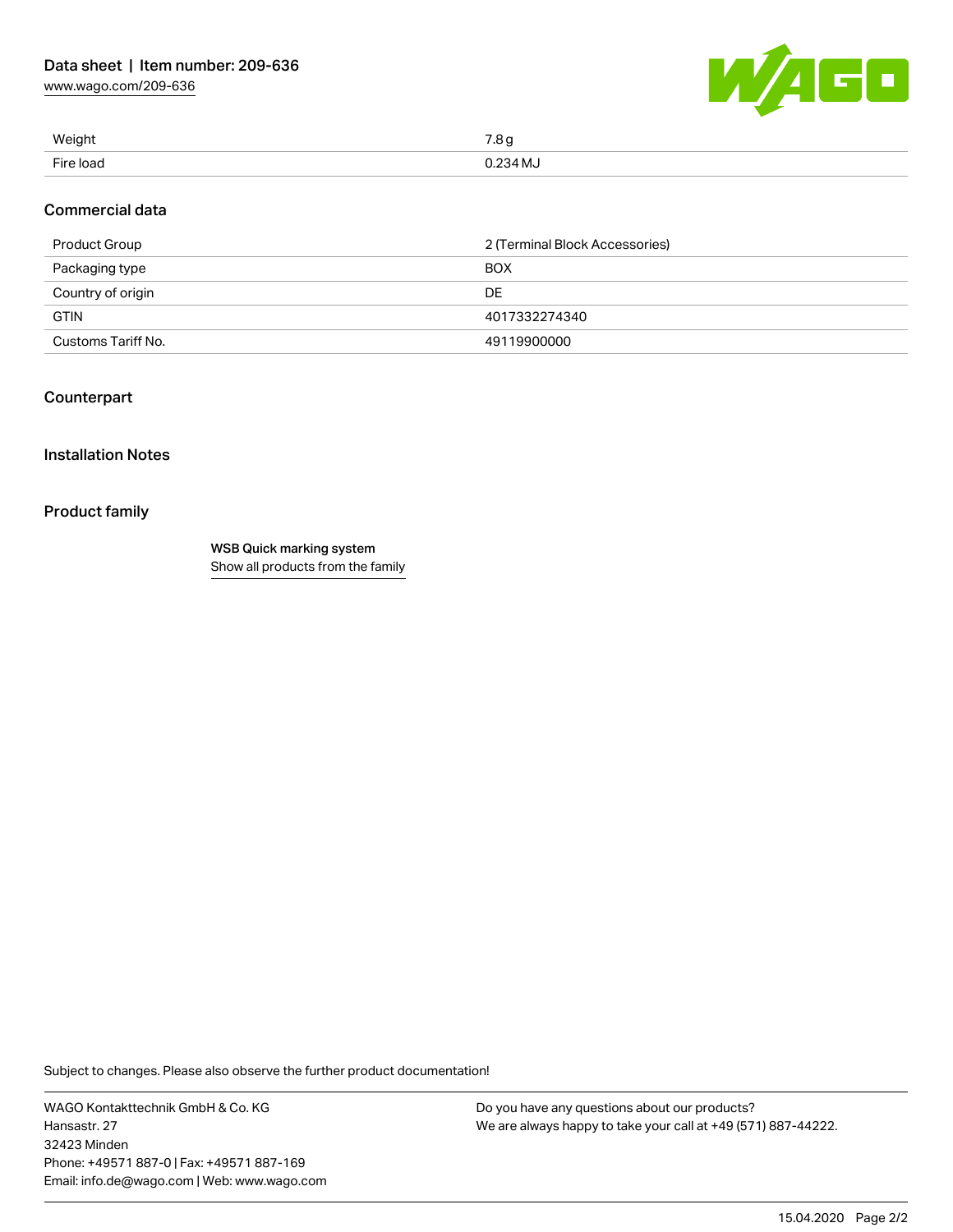| | |
|---|---|
| Weight | 7.8 g |
| Fire load | 0.234 MJ |

## Commercial data

| | |
|---|---|
| Product Group | 2 (Terminal Block Accessories) |
| Packaging type | BOX |
| Country of origin | DE |
| GTIN | 4017332274340 |
| Customs Tariff No. | 49119900000 |

## Counterpart

## Installation Notes

## Product family

WSB Quick marking system
Show all products from the family

Subject to changes. Please also observe the further product documentation!

WAGO Kontakttechnik GmbH & Co. KG
Hansastr. 27
32423 Minden
Phone: +49571 887-0 | Fax: +49571 887-169
Email: info.de@wago.com | Web: www.wago.com

Do you have any questions about our products?
We are always happy to take your call at +49 (571) 887-44222.